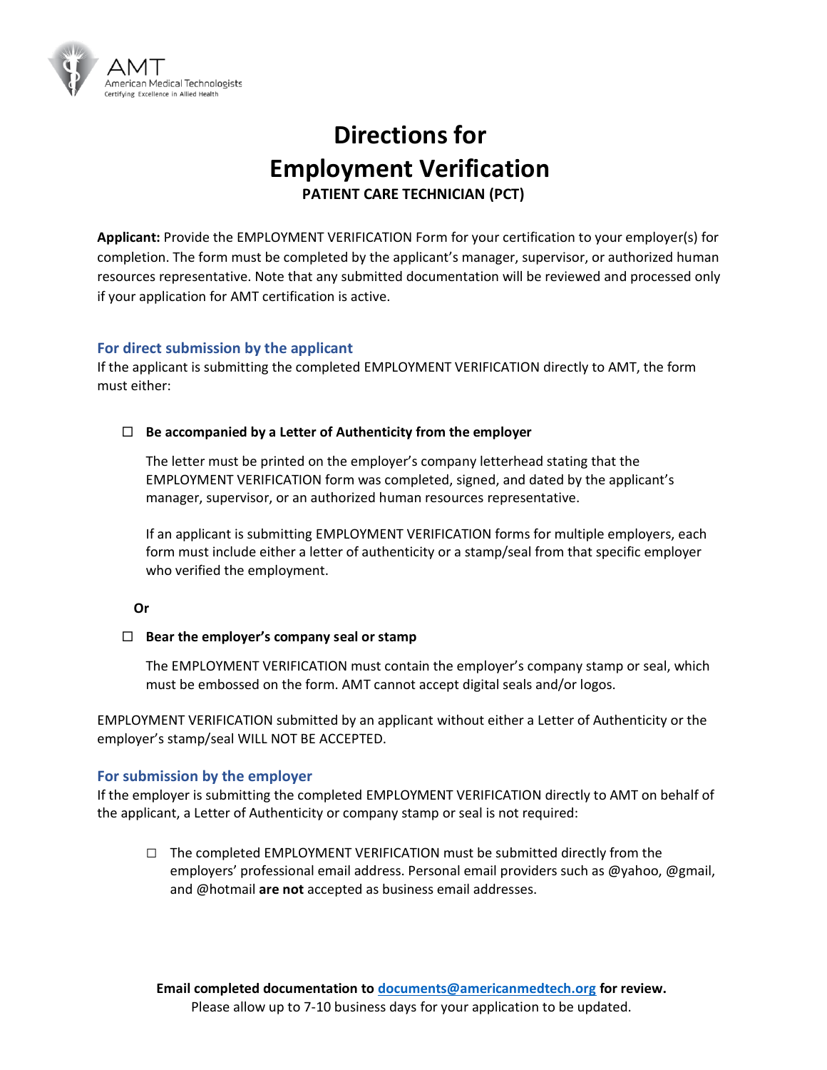AMT
American Medical Technologists
Certifying Excellence in Allied Health

# Directions for Employment Verification

**PATIENT CARE TECHNICIAN (PCT)**

**Applicant:** Provide the EMPLOYMENT VERIFICATION Form for your certification to your employer(s) for completion. The form must be completed by the applicant's manager, supervisor, or authorized human resources representative. Note that any submitted documentation will be reviewed and processed only if your application for AMT certification is active.

## For direct submission by the applicant

If the applicant is submitting the completed EMPLOYMENT VERIFICATION directly to AMT, the form must either:

☐ **Be accompanied by a Letter of Authenticity from the employer**

The letter must be printed on the employer's company letterhead stating that the EMPLOYMENT VERIFICATION form was completed, signed, and dated by the applicant's manager, supervisor, or an authorized human resources representative.

If an applicant is submitting EMPLOYMENT VERIFICATION forms for multiple employers, each form must include either a letter of authenticity or a stamp/seal from that specific employer who verified the employment.

**Or**

☐ **Bear the employer's company seal or stamp**

The EMPLOYMENT VERIFICATION must contain the employer's company stamp or seal, which must be embossed on the form. AMT cannot accept digital seals and/or logos.

EMPLOYMENT VERIFICATION submitted by an applicant without either a Letter of Authenticity or the employer's stamp/seal WILL NOT BE ACCEPTED.

## For submission by the employer

If the employer is submitting the completed EMPLOYMENT VERIFICATION directly to AMT on behalf of the applicant, a Letter of Authenticity or company stamp or seal is not required:

☐ The completed EMPLOYMENT VERIFICATION must be submitted directly from the employers' professional email address. Personal email providers such as @yahoo, @gmail, and @hotmail **are not** accepted as business email addresses.

**Email completed documentation to [documents@americanmedtech.org](mailto:documents@americanmedtech.org) for review.**
Please allow up to 7-10 business days for your application to be updated.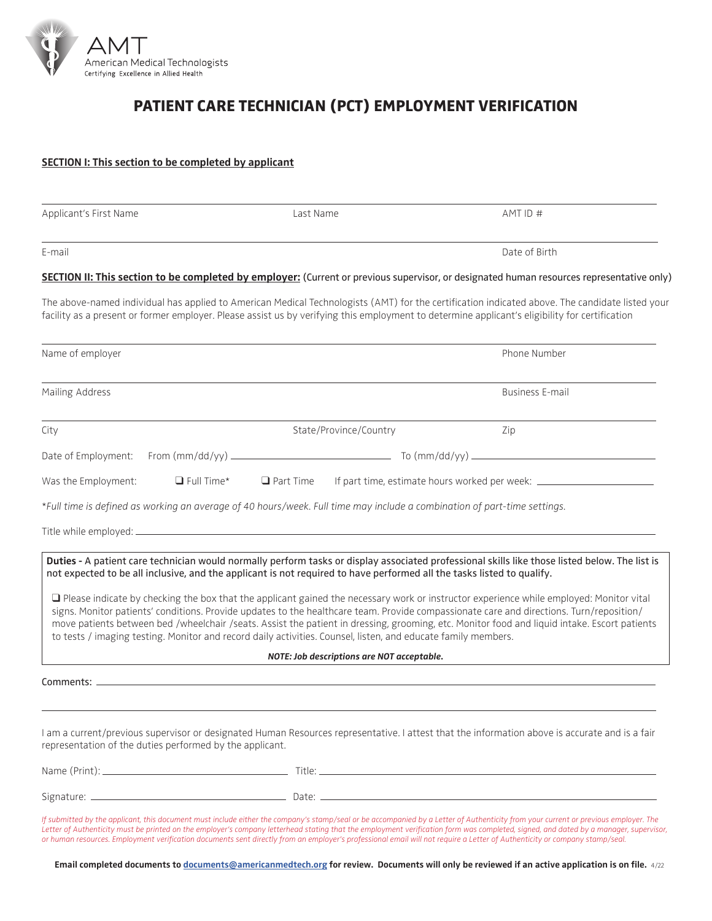AMT
American Medical Technologists
Certifying Excellence in Allied Health

# PATIENT CARE TECHNICIAN (PCT) EMPLOYMENT VERIFICATION

**SECTION I: This section to be completed by applicant**

| | | |
|---|---|---|
| Applicant's First Name | Last Name | AMT ID # |
| E-mail | | Date of Birth |

**SECTION II: This section to be completed by employer:** (Current or previous supervisor, or designated human resources representative only)

The above-named individual has applied to American Medical Technologists (AMT) for the certification indicated above. The candidate listed your facility as a present or former employer. Please assist us by verifying this employment to determine applicant's eligibility for certification

| | | |
|---|---|---|
| Name of employer | | Phone Number |
| Mailing Address | | Business E-mail |
| City | State/Province/Country | Zip |

Date of Employment: From (mm/dd/yy) ______________ To (mm/dd/yy) ______________

Was the Employment: ❑ Full Time* ❑ Part Time If part time, estimate hours worked per week: ______________

*\*Full time is defined as working an average of 40 hours/week. Full time may include a combination of part-time settings.*

Title while employed: ______________

**Duties -** A patient care technician would normally perform tasks or display associated professional skills like those listed below. The list is not expected to be all inclusive, and the applicant is not required to have performed all the tasks listed to qualify.

❑ Please indicate by checking the box that the applicant gained the necessary work or instructor experience while employed: Monitor vital signs. Monitor patients' conditions. Provide updates to the healthcare team. Provide compassionate care and directions. Turn/reposition/ move patients between bed /wheelchair /seats. Assist the patient in dressing, grooming, etc. Monitor food and liquid intake. Escort patients to tests / imaging testing. Monitor and record daily activities. Counsel, listen, and educate family members.

***NOTE: Job descriptions are NOT acceptable.***

Comments: ______________

I am a current/previous supervisor or designated Human Resources representative. I attest that the information above is accurate and is a fair representation of the duties performed by the applicant.

Name (Print): ______________ Title: ______________

Signature: ______________ Date: ______________

*If submitted by the applicant, this document must include either the company's stamp/seal or be accompanied by a Letter of Authenticity from your current or previous employer. The Letter of Authenticity must be printed on the employer's company letterhead stating that the employment verification form was completed, signed, and dated by a manager, supervisor, or human resources. Employment verification documents sent directly from an employer's professional email will not require a Letter of Authenticity or company stamp/seal.*

**Email completed documents to [documents@americanmedtech.org](mailto:documents@americanmedtech.org) for review. Documents will only be reviewed if an active application is on file.** 4/22